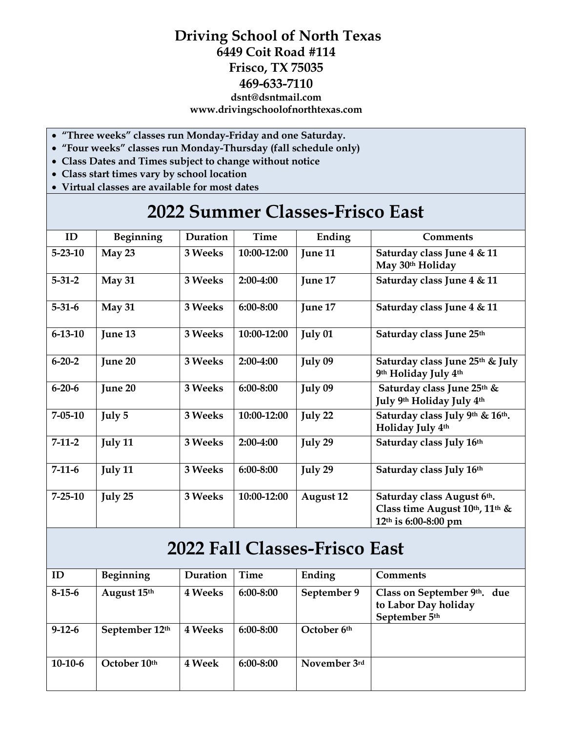# Driving School of North Texas

**6449 Coit Road #114**
**Frisco, TX 75035**
**469-633-7110**
**dsnt@dsntmail.com**
**www.drivingschoolofnorthtexas.com**

- **"Three weeks" classes run Monday-Friday and one Saturday.**
- **"Four weeks" classes run Monday-Thursday (fall schedule only)**
- **Class Dates and Times subject to change without notice**
- **Class start times vary by school location**
- **Virtual classes are available for most dates**

## 2022 Summer Classes-Frisco East

| ID | Beginning | Duration | Time | Ending | Comments |
|---|---|---|---|---|---|
| 5-23-10 | May 23 | 3 Weeks | 10:00-12:00 | June 11 | Saturday class June 4 & 11 May 30th Holiday |
| 5-31-2 | May 31 | 3 Weeks | 2:00-4:00 | June 17 | Saturday class June 4 & 11 |
| 5-31-6 | May 31 | 3 Weeks | 6:00-8:00 | June 17 | Saturday class June 4 & 11 |
| 6-13-10 | June 13 | 3 Weeks | 10:00-12:00 | July 01 | Saturday class June 25th |
| 6-20-2 | June 20 | 3 Weeks | 2:00-4:00 | July 09 | Saturday class June 25th & July 9th Holiday July 4th |
| 6-20-6 | June 20 | 3 Weeks | 6:00-8:00 | July 09 | Saturday class June 25th & July 9th Holiday July 4th |
| 7-05-10 | July 5 | 3 Weeks | 10:00-12:00 | July 22 | Saturday class July 9th & 16th. Holiday July 4th |
| 7-11-2 | July 11 | 3 Weeks | 2:00-4:00 | July 29 | Saturday class July 16th |
| 7-11-6 | July 11 | 3 Weeks | 6:00-8:00 | July 29 | Saturday class July 16th |
| 7-25-10 | July 25 | 3 Weeks | 10:00-12:00 | August 12 | Saturday class August 6th. Class time August 10th, 11th & 12th is 6:00-8:00 pm |

## 2022 Fall Classes-Frisco East

| ID | Beginning | Duration | Time | Ending | Comments |
|---|---|---|---|---|---|
| 8-15-6 | August 15th | 4 Weeks | 6:00-8:00 | September 9 | Class on September 9th. due to Labor Day holiday September 5th |
| 9-12-6 | September 12th | 4 Weeks | 6:00-8:00 | October 6th | |
| 10-10-6 | October 10th | 4 Week | 6:00-8:00 | November 3rd | |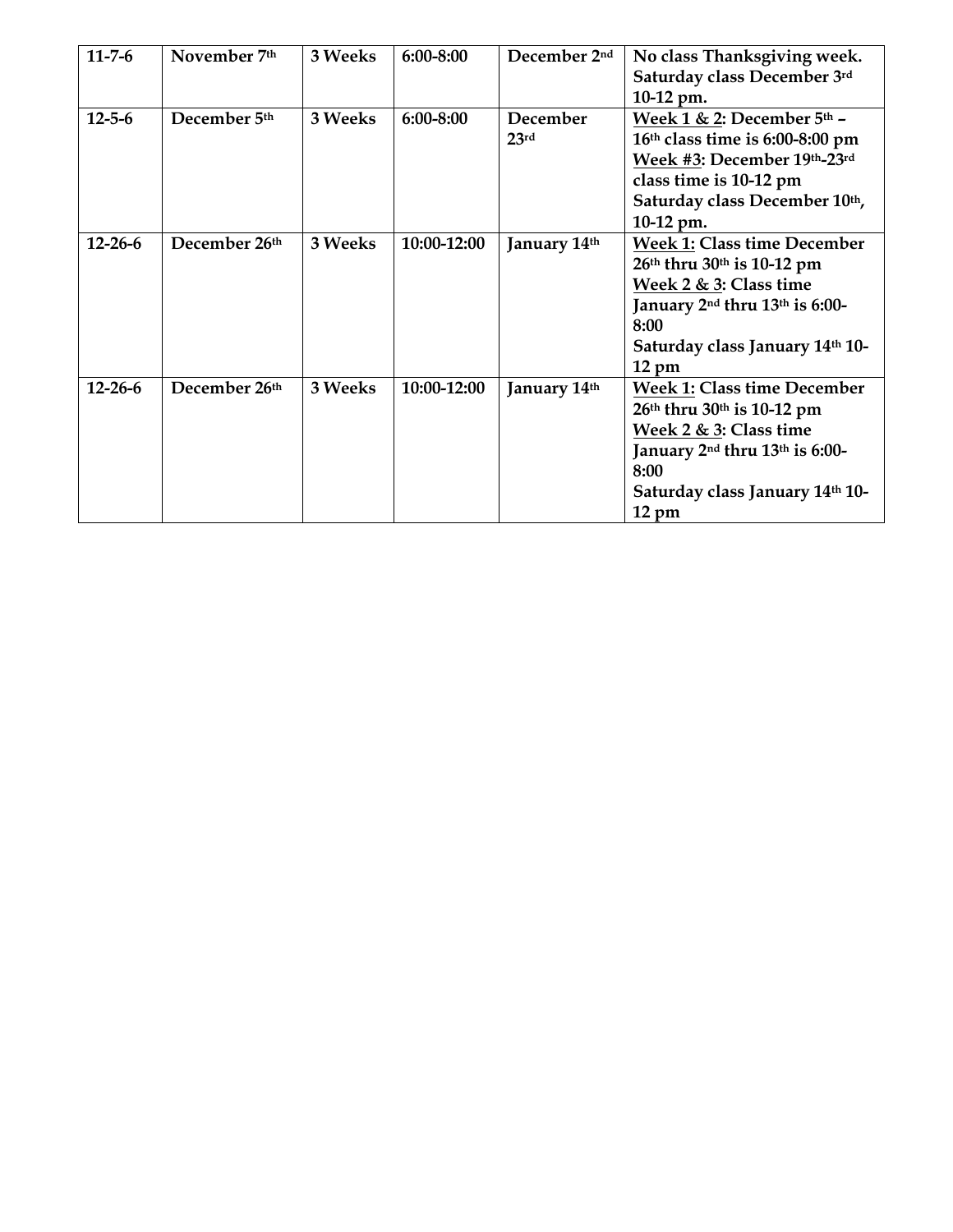| | | | | | |
|---|---|---|---|---|---|
| **11-7-6** | **November 7th** | **3 Weeks** | **6:00-8:00** | **December 2nd** | **No class Thanksgiving week. Saturday class December 3rd 10-12 pm.** |
| **12-5-6** | **December 5th** | **3 Weeks** | **6:00-8:00** | **December 23rd** | **<u>Week 1 & 2</u>: December 5th – 16th class time is 6:00-8:00 pm <u>Week #3</u>: December 19th-23rd class time is 10-12 pm Saturday class December 10th, 10-12 pm.** |
| **12-26-6** | **December 26th** | **3 Weeks** | **10:00-12:00** | **January 14th** | **<u>Week 1:</u> Class time December 26th thru 30th is 10-12 pm <u>Week 2 & 3</u>: Class time January 2nd thru 13th is 6:00-8:00 Saturday class January 14th 10-12 pm** |
| **12-26-6** | **December 26th** | **3 Weeks** | **10:00-12:00** | **January 14th** | **<u>Week 1:</u> Class time December 26th thru 30th is 10-12 pm <u>Week 2 & 3</u>: Class time January 2nd thru 13th is 6:00-8:00 Saturday class January 14th 10-12 pm** |